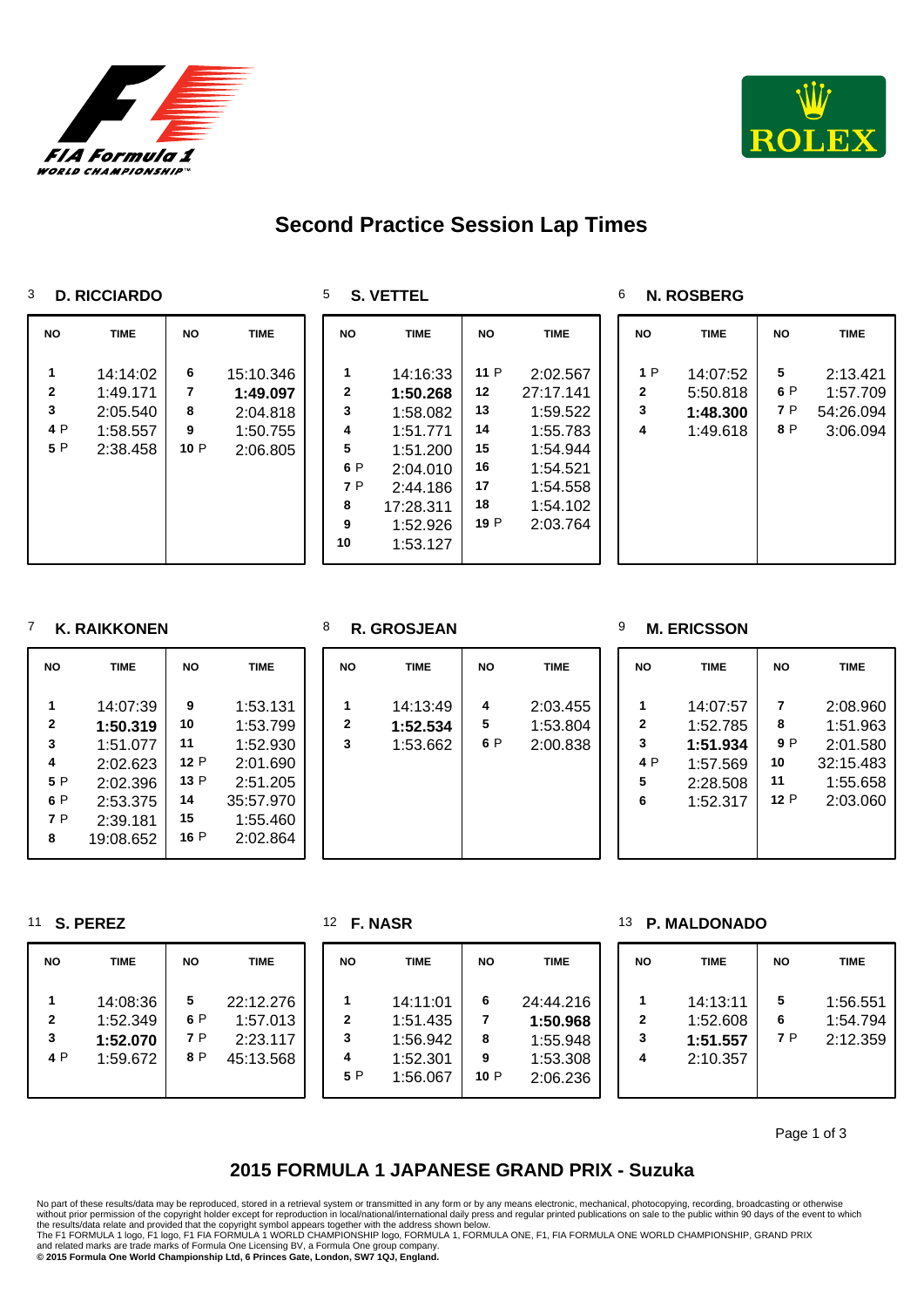# Second Practice Session Lap Times

### 3 D. RICCIARDO

| NO | TIME | NO | TIME |
|---|---|---|---|
| 1 | 14:14:02 | 6 | 15:10.346 |
| 2 | 1:49.171 | 7 | **1:49.097** |
| 3 | 2:05.540 | 8 | 2:04.818 |
| 4 P | 1:58.557 | 9 | 1:50.755 |
| 5 P | 2:38.458 | 10 P | 2:06.805 |

### 5 S. VETTEL

| NO | TIME | NO | TIME |
|---|---|---|---|
| 1 | 14:16:33 | 11 P | 2:02.567 |
| 2 | **1:50.268** | 12 | 27:17.141 |
| 3 | 1:58.082 | 13 | 1:59.522 |
| 4 | 1:51.771 | 14 | 1:55.783 |
| 5 | 1:51.200 | 15 | 1:54.944 |
| 6 P | 2:04.010 | 16 | 1:54.521 |
| 7 P | 2:44.186 | 17 | 1:54.558 |
| 8 | 17:28.311 | 18 | 1:54.102 |
| 9 | 1:52.926 | 19 P | 2:03.764 |
| 10 | 1:53.127 | | |

### 6 N. ROSBERG

| NO | TIME | NO | TIME |
|---|---|---|---|
| 1 P | 14:07:52 | 5 | 2:13.421 |
| 2 | 5:50.818 | 6 P | 1:57.709 |
| 3 | **1:48.300** | 7 P | 54:26.094 |
| 4 | 1:49.618 | 8 P | 3:06.094 |

### 7 K. RAIKKONEN

| NO | TIME | NO | TIME |
|---|---|---|---|
| 1 | 14:07:39 | 9 | 1:53.131 |
| 2 | **1:50.319** | 10 | 1:53.799 |
| 3 | 1:51.077 | 11 | 1:52.930 |
| 4 | 2:02.623 | 12 P | 2:01.690 |
| 5 P | 2:02.396 | 13 P | 2:51.205 |
| 6 P | 2:53.375 | 14 | 35:57.970 |
| 7 P | 2:39.181 | 15 | 1:55.460 |
| 8 | 19:08.652 | 16 P | 2:02.864 |

### 8 R. GROSJEAN

| NO | TIME | NO | TIME |
|---|---|---|---|
| 1 | 14:13:49 | 4 | 2:03.455 |
| 2 | **1:52.534** | 5 | 1:53.804 |
| 3 | 1:53.662 | 6 P | 2:00.838 |

### 9 M. ERICSSON

| NO | TIME | NO | TIME |
|---|---|---|---|
| 1 | 14:07:57 | 7 | 2:08.960 |
| 2 | 1:52.785 | 8 | 1:51.963 |
| 3 | **1:51.934** | 9 P | 2:01.580 |
| 4 P | 1:57.569 | 10 | 32:15.483 |
| 5 | 2:28.508 | 11 | 1:55.658 |
| 6 | 1:52.317 | 12 P | 2:03.060 |

### 11 S. PEREZ

| NO | TIME | NO | TIME |
|---|---|---|---|
| 1 | 14:08:36 | 5 | 22:12.276 |
| 2 | 1:52.349 | 6 P | 1:57.013 |
| 3 | **1:52.070** | 7 P | 2:23.117 |
| 4 P | 1:59.672 | 8 P | 45:13.568 |

### 12 F. NASR

| NO | TIME | NO | TIME |
|---|---|---|---|
| 1 | 14:11:01 | 6 | 24:44.216 |
| 2 | 1:51.435 | 7 | **1:50.968** |
| 3 | 1:56.942 | 8 | 1:55.948 |
| 4 | 1:52.301 | 9 | 1:53.308 |
| 5 P | 1:56.067 | 10 P | 2:06.236 |

### 13 P. MALDONADO

| NO | TIME | NO | TIME |
|---|---|---|---|
| 1 | 14:13:11 | 5 | 1:56.551 |
| 2 | 1:52.608 | 6 | 1:54.794 |
| 3 | **1:51.557** | 7 P | 2:12.359 |
| 4 | 2:10.357 | | |

## 2015 FORMULA 1 JAPANESE GRAND PRIX - Suzuka

No part of these results/data may be reproduced, stored in a retrieval system or transmitted in any form or by any means electronic, mechanical, photocopying, recording, broadcasting or otherwise without prior permission of the copyright holder except for reproduction in local/national/international daily press and regular printed publications on sale to the public within 90 days of the event to which the results/data relate and provided that the copyright symbol appears together with the address shown below.
The F1 FORMULA 1 logo, F1 logo, F1 FIA FORMULA 1 WORLD CHAMPIONSHIP logo, FORMULA 1, FORMULA ONE, F1, FIA FORMULA ONE WORLD CHAMPIONSHIP, GRAND PRIX and related marks are trade marks of Formula One Licensing BV, a Formula One group company.
**© 2015 Formula One World Championship Ltd, 6 Princes Gate, London, SW7 1QJ, England.**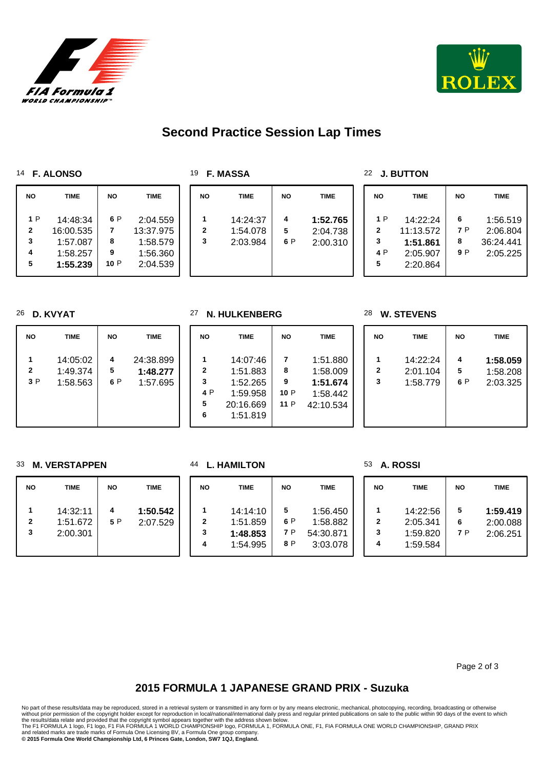# Second Practice Session Lap Times

### 14 F. ALONSO

| NO | TIME | NO | TIME |
|---|---|---|---|
| 1 P | 14:48:34 | 6 P | 2:04.559 |
| 2 | 16:00.535 | 7 | 13:37.975 |
| 3 | 1:57.087 | 8 | 1:58.579 |
| 4 | 1:58.257 | 9 | 1:56.360 |
| 5 | **1:55.239** | 10 P | 2:04.539 |

### 19 F. MASSA

| NO | TIME | NO | TIME |
|---|---|---|---|
| 1 | 14:24:37 | 4 | **1:52.765** |
| 2 | 1:54.078 | 5 | 2:04.738 |
| 3 | 2:03.984 | 6 P | 2:00.310 |

### 22 J. BUTTON

| NO | TIME | NO | TIME |
|---|---|---|---|
| 1 P | 14:22:24 | 6 | 1:56.519 |
| 2 | 11:13.572 | 7 P | 2:06.804 |
| 3 | **1:51.861** | 8 | 36:24.441 |
| 4 P | 2:05.907 | 9 P | 2:05.225 |
| 5 | 2:20.864 | | |

### 26 D. KVYAT

| NO | TIME | NO | TIME |
|---|---|---|---|
| 1 | 14:05:02 | 4 | 24:38.899 |
| 2 | 1:49.374 | 5 | **1:48.277** |
| 3 P | 1:58.563 | 6 P | 1:57.695 |

### 27 N. HULKENBERG

| NO | TIME | NO | TIME |
|---|---|---|---|
| 1 | 14:07:46 | 7 | 1:51.880 |
| 2 | 1:51.883 | 8 | 1:58.009 |
| 3 | 1:52.265 | 9 | **1:51.674** |
| 4 P | 1:59.958 | 10 P | 1:58.442 |
| 5 | 20:16.669 | 11 P | 42:10.534 |
| 6 | 1:51.819 | | |

### 28 W. STEVENS

| NO | TIME | NO | TIME |
|---|---|---|---|
| 1 | 14:22:24 | 4 | **1:58.059** |
| 2 | 2:01.104 | 5 | 1:58.208 |
| 3 | 1:58.779 | 6 P | 2:03.325 |

### 33 M. VERSTAPPEN

| NO | TIME | NO | TIME |
|---|---|---|---|
| 1 | 14:32:11 | 4 | **1:50.542** |
| 2 | 1:51.672 | 5 P | 2:07.529 |
| 3 | 2:00.301 | | |

### 44 L. HAMILTON

| NO | TIME | NO | TIME |
|---|---|---|---|
| 1 | 14:14:10 | 5 | 1:56.450 |
| 2 | 1:51.859 | 6 P | 1:58.882 |
| 3 | **1:48.853** | 7 P | 54:30.871 |
| 4 | 1:54.995 | 8 P | 3:03.078 |

### 53 A. ROSSI

| NO | TIME | NO | TIME |
|---|---|---|---|
| 1 | 14:22:56 | 5 | **1:59.419** |
| 2 | 2:05.341 | 6 | 2:00.088 |
| 3 | 1:59.820 | 7 P | 2:06.251 |
| 4 | 1:59.584 | | |

## 2015 FORMULA 1 JAPANESE GRAND PRIX - Suzuka

No part of these results/data may be reproduced, stored in a retrieval system or transmitted in any form or by any means electronic, mechanical, photocopying, recording, broadcasting or otherwise without prior permission of the copyright holder except for reproduction in local/national/international daily press and regular printed publications on sale to the public within 90 days of the event to which the results/data relate and provided that the copyright symbol appears together with the address shown below.
The F1 FORMULA 1 logo, F1 logo, F1 FIA FORMULA 1 WORLD CHAMPIONSHIP logo, FORMULA 1, FORMULA ONE, F1, FIA FORMULA ONE WORLD CHAMPIONSHIP, GRAND PRIX and related marks are trade marks of Formula One Licensing BV, a Formula One group company.
**© 2015 Formula One World Championship Ltd, 6 Princes Gate, London, SW7 1QJ, England.**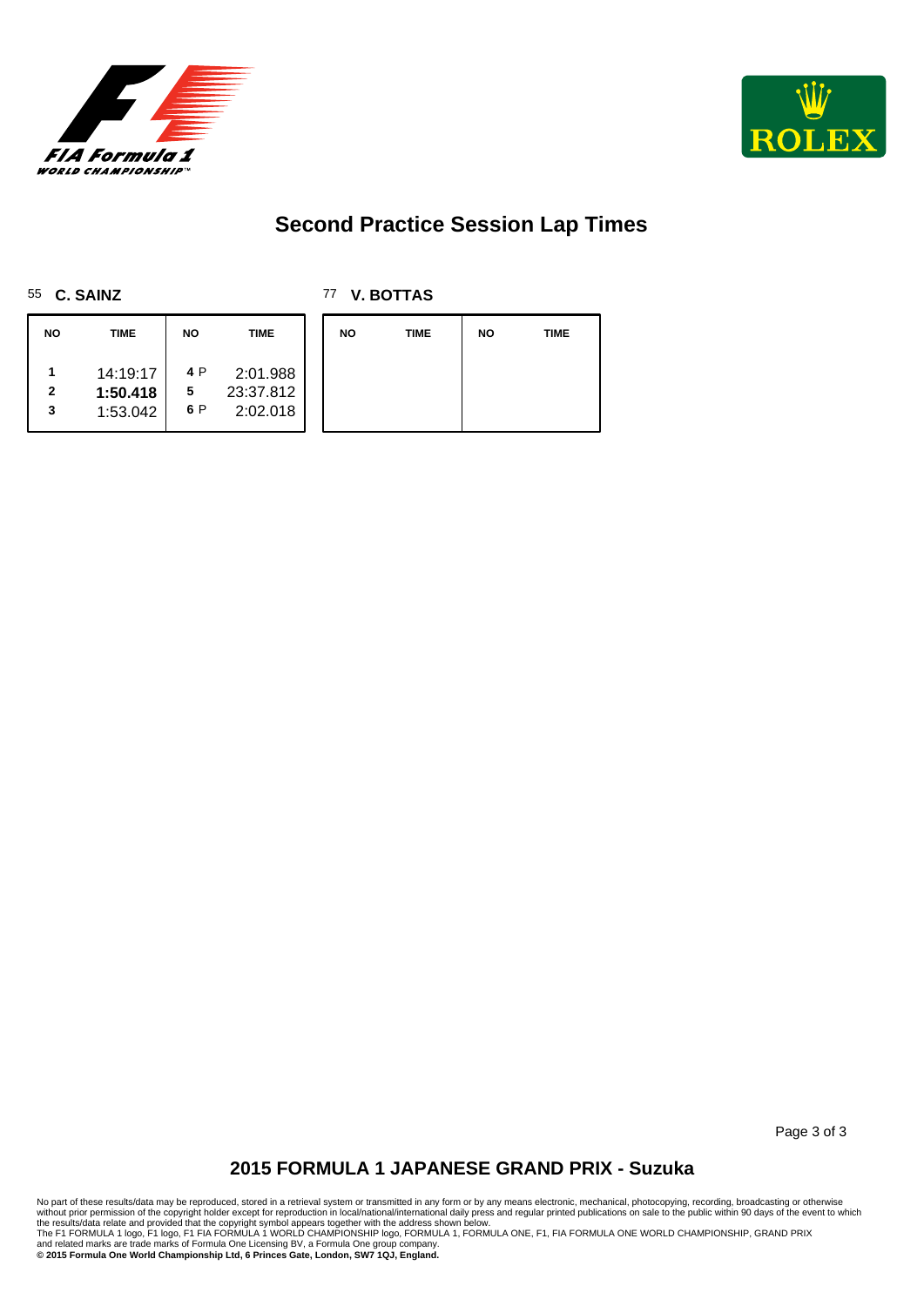## Second Practice Session Lap Times

55 **C. SAINZ**

| NO | TIME | NO | TIME |
|---|---|---|---|
| **1** | 14:19:17 | **4** P | 2:01.988 |
| **2** | **1:50.418** | **5** | 23:37.812 |
| **3** | 1:53.042 | **6** P | 2:02.018 |

77 **V. BOTTAS**

| NO | TIME | NO | TIME |
|---|---|---|---|
| | | | |

## 2015 FORMULA 1 JAPANESE GRAND PRIX - Suzuka

No part of these results/data may be reproduced, stored in a retrieval system or transmitted in any form or by any means electronic, mechanical, photocopying, recording, broadcasting or otherwise without prior permission of the copyright holder except for reproduction in local/national/international daily press and regular printed publications on sale to the public within 90 days of the event to which the results/data relate and provided that the copyright symbol appears together with the address shown below.
The F1 FORMULA 1 logo, F1 logo, F1 FIA FORMULA 1 WORLD CHAMPIONSHIP logo, FORMULA 1, FORMULA ONE, F1, FIA FORMULA ONE WORLD CHAMPIONSHIP, GRAND PRIX and related marks are trade marks of Formula One Licensing BV, a Formula One group company.
**© 2015 Formula One World Championship Ltd, 6 Princes Gate, London, SW7 1QJ, England.**